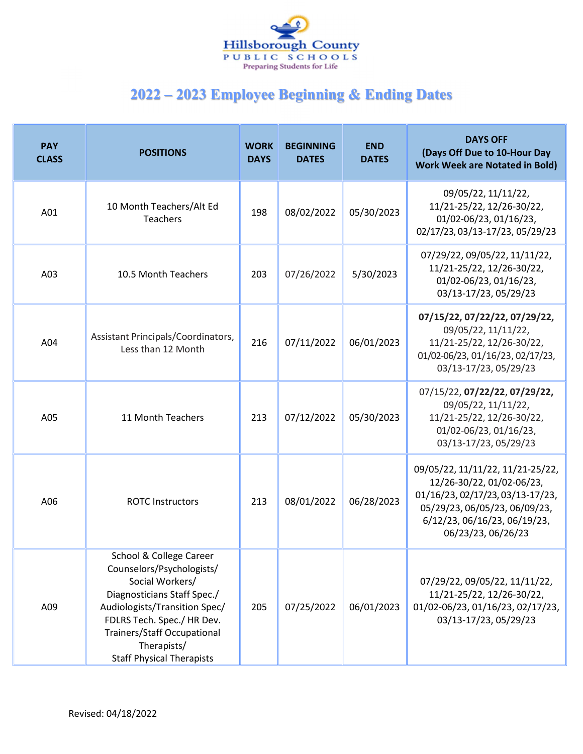Hillsborough County
PUBLIC SCHOOLS
Preparing Students for Life

# 2022 – 2023 Employee Beginning & Ending Dates

| PAY CLASS | POSITIONS | WORK DAYS | BEGINNING DATES | END DATES | DAYS OFF (Days Off Due to 10-Hour Day Work Week are Notated in Bold) |
|---|---|---|---|---|---|
| A01 | 10 Month Teachers/Alt Ed Teachers | 198 | 08/02/2022 | 05/30/2023 | 09/05/22, 11/11/22, 11/21-25/22, 12/26-30/22, 01/02-06/23, 01/16/23, 02/17/23, 03/13-17/23, 05/29/23 |
| A03 | 10.5 Month Teachers | 203 | 07/26/2022 | 5/30/2023 | 07/29/22, 09/05/22, 11/11/22, 11/21-25/22, 12/26-30/22, 01/02-06/23, 01/16/23, 03/13-17/23, 05/29/23 |
| A04 | Assistant Principals/Coordinators, Less than 12 Month | 216 | 07/11/2022 | 06/01/2023 | **07/15/22, 07/22/22, 07/29/22,** 09/05/22, 11/11/22, 11/21-25/22, 12/26-30/22, 01/02-06/23, 01/16/23, 02/17/23, 03/13-17/23, 05/29/23 |
| A05 | 11 Month Teachers | 213 | 07/12/2022 | 05/30/2023 | 07/15/22, **07/22/22**, **07/29/22,** 09/05/22, 11/11/22, 11/21-25/22, 12/26-30/22, 01/02-06/23, 01/16/23, 03/13-17/23, 05/29/23 |
| A06 | ROTC Instructors | 213 | 08/01/2022 | 06/28/2023 | 09/05/22, 11/11/22, 11/21-25/22, 12/26-30/22, 01/02-06/23, 01/16/23, 02/17/23, 03/13-17/23, 05/29/23, 06/05/23, 06/09/23, 6/12/23, 06/16/23, 06/19/23, 06/23/23, 06/26/23 |
| A09 | School & College Career Counselors/Psychologists/ Social Workers/ Diagnosticians Staff Spec./ Audiologists/Transition Spec/ FDLRS Tech. Spec./ HR Dev. Trainers/Staff Occupational Therapists/ Staff Physical Therapists | 205 | 07/25/2022 | 06/01/2023 | 07/29/22, 09/05/22, 11/11/22, 11/21-25/22, 12/26-30/22, 01/02-06/23, 01/16/23, 02/17/23, 03/13-17/23, 05/29/23 |

Revised: 04/18/2022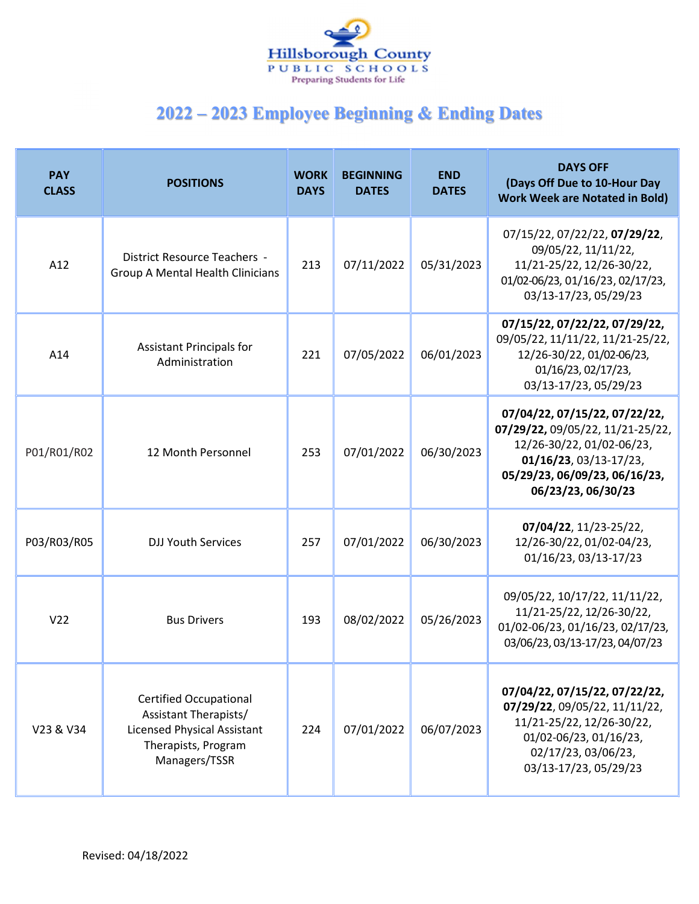Hillsborough County
PUBLIC SCHOOLS
Preparing Students for Life

# 2022 – 2023 Employee Beginning & Ending Dates

| PAY CLASS | POSITIONS | WORK DAYS | BEGINNING DATES | END DATES | DAYS OFF (Days Off Due to 10-Hour Day Work Week are Notated in Bold) |
|---|---|---|---|---|---|
| A12 | District Resource Teachers - Group A Mental Health Clinicians | 213 | 07/11/2022 | 05/31/2023 | 07/15/22, 07/22/22, **07/29/22**, 09/05/22, 11/11/22, 11/21-25/22, 12/26-30/22, 01/02-06/23, 01/16/23, 02/17/23, 03/13-17/23, 05/29/23 |
| A14 | Assistant Principals for Administration | 221 | 07/05/2022 | 06/01/2023 | **07/15/22, 07/22/22, 07/29/22,** 09/05/22, 11/11/22, 11/21-25/22, 12/26-30/22, 01/02-06/23, 01/16/23, 02/17/23, 03/13-17/23, 05/29/23 |
| P01/R01/R02 | 12 Month Personnel | 253 | 07/01/2022 | 06/30/2023 | **07/04/22, 07/15/22, 07/22/22, 07/29/22,** 09/05/22, 11/21-25/22, 12/26-30/22, 01/02-06/23, **01/16/23**, 03/13-17/23, **05/29/23, 06/09/23, 06/16/23, 06/23/23, 06/30/23** |
| P03/R03/R05 | DJJ Youth Services | 257 | 07/01/2022 | 06/30/2023 | **07/04/22**, 11/23-25/22, 12/26-30/22, 01/02-04/23, 01/16/23, 03/13-17/23 |
| V22 | Bus Drivers | 193 | 08/02/2022 | 05/26/2023 | 09/05/22, 10/17/22, 11/11/22, 11/21-25/22, 12/26-30/22, 01/02-06/23, 01/16/23, 02/17/23, 03/06/23, 03/13-17/23, 04/07/23 |
| V23 & V34 | Certified Occupational Assistant Therapists/ Licensed Physical Assistant Therapists, Program Managers/TSSR | 224 | 07/01/2022 | 06/07/2023 | **07/04/22, 07/15/22, 07/22/22, 07/29/22**, 09/05/22, 11/11/22, 11/21-25/22, 12/26-30/22, 01/02-06/23, 01/16/23, 02/17/23, 03/06/23, 03/13-17/23, 05/29/23 |

Revised: 04/18/2022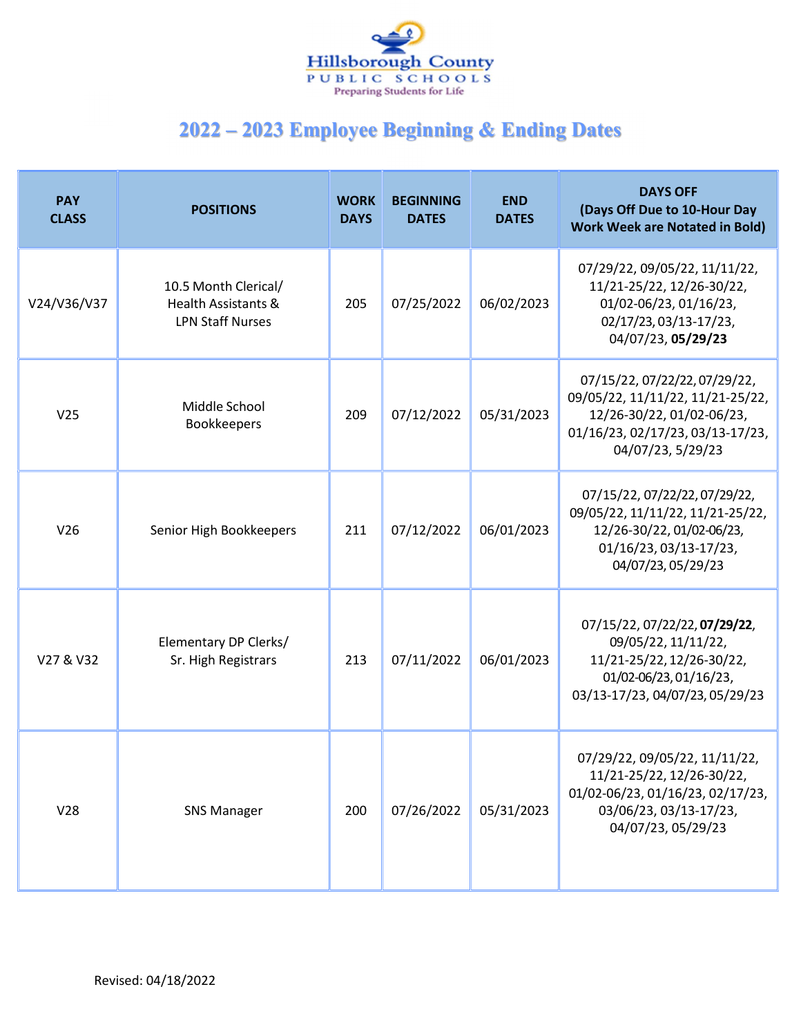Hillsborough County
PUBLIC SCHOOLS
Preparing Students for Life

# 2022 – 2023 Employee Beginning & Ending Dates

| PAY CLASS | POSITIONS | WORK DAYS | BEGINNING DATES | END DATES | DAYS OFF (Days Off Due to 10-Hour Day Work Week are Notated in Bold) |
|---|---|---|---|---|---|
| V24/V36/V37 | 10.5 Month Clerical/ Health Assistants & LPN Staff Nurses | 205 | 07/25/2022 | 06/02/2023 | 07/29/22, 09/05/22, 11/11/22, 11/21-25/22, 12/26-30/22, 01/02-06/23, 01/16/23, 02/17/23, 03/13-17/23, 04/07/23, **05/29/23** |
| V25 | Middle School Bookkeepers | 209 | 07/12/2022 | 05/31/2023 | 07/15/22, 07/22/22, 07/29/22, 09/05/22, 11/11/22, 11/21-25/22, 12/26-30/22, 01/02-06/23, 01/16/23, 02/17/23, 03/13-17/23, 04/07/23, 5/29/23 |
| V26 | Senior High Bookkeepers | 211 | 07/12/2022 | 06/01/2023 | 07/15/22, 07/22/22, 07/29/22, 09/05/22, 11/11/22, 11/21-25/22, 12/26-30/22, 01/02-06/23, 01/16/23, 03/13-17/23, 04/07/23, 05/29/23 |
| V27 & V32 | Elementary DP Clerks/ Sr. High Registrars | 213 | 07/11/2022 | 06/01/2023 | 07/15/22, 07/22/22, **07/29/22**, 09/05/22, 11/11/22, 11/21-25/22, 12/26-30/22, 01/02-06/23, 01/16/23, 03/13-17/23, 04/07/23, 05/29/23 |
| V28 | SNS Manager | 200 | 07/26/2022 | 05/31/2023 | 07/29/22, 09/05/22, 11/11/22, 11/21-25/22, 12/26-30/22, 01/02-06/23, 01/16/23, 02/17/23, 03/06/23, 03/13-17/23, 04/07/23, 05/29/23 |

Revised: 04/18/2022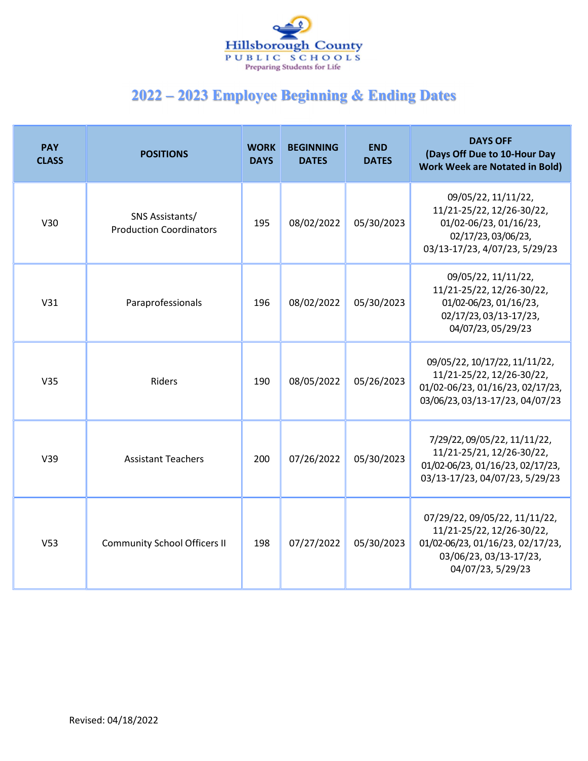Hillsborough County
PUBLIC SCHOOLS
Preparing Students for Life

# 2022 – 2023 Employee Beginning & Ending Dates

| PAY CLASS | POSITIONS | WORK DAYS | BEGINNING DATES | END DATES | DAYS OFF (Days Off Due to 10-Hour Day Work Week are Notated in Bold) |
|---|---|---|---|---|---|
| V30 | SNS Assistants/ Production Coordinators | 195 | 08/02/2022 | 05/30/2023 | 09/05/22, 11/11/22, 11/21-25/22, 12/26-30/22, 01/02-06/23, 01/16/23, 02/17/23, 03/06/23, 03/13-17/23, 4/07/23, 5/29/23 |
| V31 | Paraprofessionals | 196 | 08/02/2022 | 05/30/2023 | 09/05/22, 11/11/22, 11/21-25/22, 12/26-30/22, 01/02-06/23, 01/16/23, 02/17/23, 03/13-17/23, 04/07/23, 05/29/23 |
| V35 | Riders | 190 | 08/05/2022 | 05/26/2023 | 09/05/22, 10/17/22, 11/11/22, 11/21-25/22, 12/26-30/22, 01/02-06/23, 01/16/23, 02/17/23, 03/06/23, 03/13-17/23, 04/07/23 |
| V39 | Assistant Teachers | 200 | 07/26/2022 | 05/30/2023 | 7/29/22, 09/05/22, 11/11/22, 11/21-25/21, 12/26-30/22, 01/02-06/23, 01/16/23, 02/17/23, 03/13-17/23, 04/07/23, 5/29/23 |
| V53 | Community School Officers II | 198 | 07/27/2022 | 05/30/2023 | 07/29/22, 09/05/22, 11/11/22, 11/21-25/22, 12/26-30/22, 01/02-06/23, 01/16/23, 02/17/23, 03/06/23, 03/13-17/23, 04/07/23, 5/29/23 |

Revised: 04/18/2022